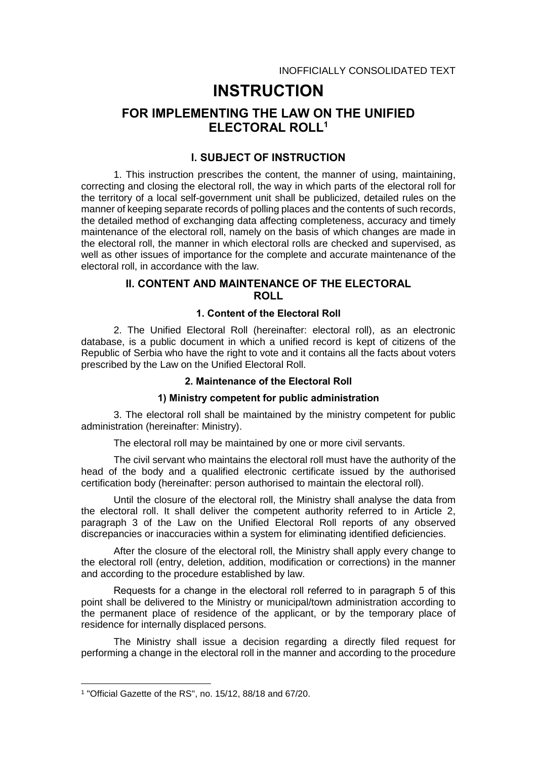INOFFICIALLY CONSOLIDATED TEXT

# INSTRUCTION

## FOR IMPLEMENTING THE LAW ON THE UNIFIED ELECTORAL ROLL[1]

## I. SUBJECT OF INSTRUCTION

1. This instruction prescribes the content, the manner of using, maintaining, correcting and closing the electoral roll, the way in which parts of the electoral roll for the territory of a local self-government unit shall be publicized, detailed rules on the manner of keeping separate records of polling places and the contents of such records, the detailed method of exchanging data affecting completeness, accuracy and timely maintenance of the electoral roll, namely on the basis of which changes are made in the electoral roll, the manner in which electoral rolls are checked and supervised, as well as other issues of importance for the complete and accurate maintenance of the electoral roll, in accordance with the law.

## II. CONTENT AND MAINTENANCE OF THE ELECTORAL ROLL

### 1. Content of the Electoral Roll

2. The Unified Electoral Roll (hereinafter: electoral roll), as an electronic database, is a public document in which a unified record is kept of citizens of the Republic of Serbia who have the right to vote and it contains all the facts about voters prescribed by the Law on the Unified Electoral Roll.

### 2. Maintenance of the Electoral Roll

#### 1) Ministry competent for public administration

3. The electoral roll shall be maintained by the ministry competent for public administration (hereinafter: Ministry).

The electoral roll may be maintained by one or more civil servants.

The civil servant who maintains the electoral roll must have the authority of the head of the body and a qualified electronic certificate issued by the authorised certification body (hereinafter: person authorised to maintain the electoral roll).

Until the closure of the electoral roll, the Ministry shall analyse the data from the electoral roll. It shall deliver the competent authority referred to in Article 2, paragraph 3 of the Law on the Unified Electoral Roll reports of any observed discrepancies or inaccuracies within a system for eliminating identified deficiencies.

After the closure of the electoral roll, the Ministry shall apply every change to the electoral roll (entry, deletion, addition, modification or corrections) in the manner and according to the procedure established by law.

Requests for a change in the electoral roll referred to in paragraph 5 of this point shall be delivered to the Ministry or municipal/town administration according to the permanent place of residence of the applicant, or by the temporary place of residence for internally displaced persons.

The Ministry shall issue a decision regarding a directly filed request for performing a change in the electoral roll in the manner and according to the procedure

---

[1] "Official Gazette of the RS", no. 15/12, 88/18 and 67/20.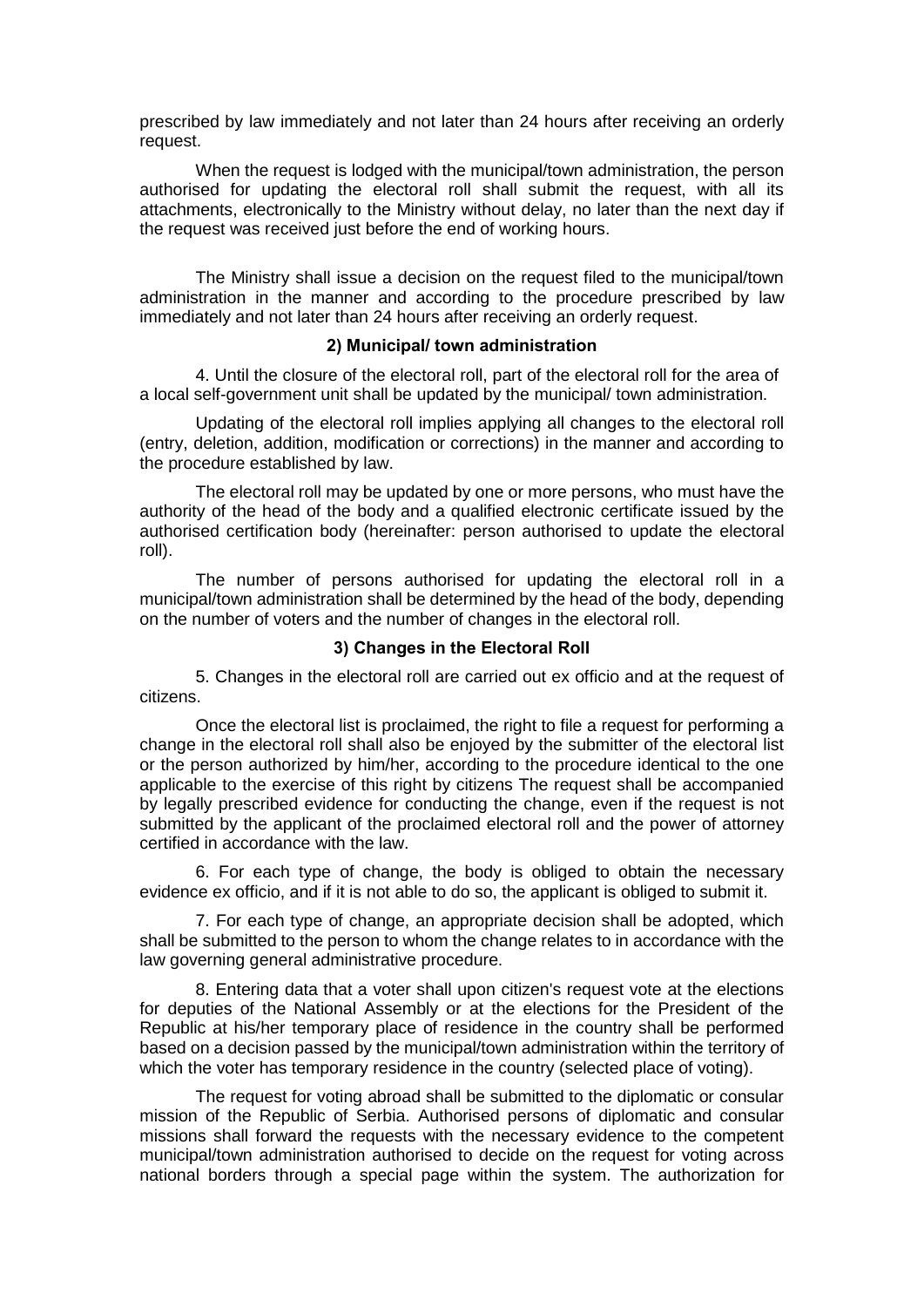prescribed by law immediately and not later than 24 hours after receiving an orderly request.

When the request is lodged with the municipal/town administration, the person authorised for updating the electoral roll shall submit the request, with all its attachments, electronically to the Ministry without delay, no later than the next day if the request was received just before the end of working hours.

The Ministry shall issue a decision on the request filed to the municipal/town administration in the manner and according to the procedure prescribed by law immediately and not later than 24 hours after receiving an orderly request.

**2) Municipal/ town administration**

4. Until the closure of the electoral roll, part of the electoral roll for the area of a local self-government unit shall be updated by the municipal/ town administration.

Updating of the electoral roll implies applying all changes to the electoral roll (entry, deletion, addition, modification or corrections) in the manner and according to the procedure established by law.

The electoral roll may be updated by one or more persons, who must have the authority of the head of the body and a qualified electronic certificate issued by the authorised certification body (hereinafter: person authorised to update the electoral roll).

The number of persons authorised for updating the electoral roll in a municipal/town administration shall be determined by the head of the body, depending on the number of voters and the number of changes in the electoral roll.

**3) Changes in the Electoral Roll**

5. Changes in the electoral roll are carried out ex officio and at the request of citizens.

Once the electoral list is proclaimed, the right to file a request for performing a change in the electoral roll shall also be enjoyed by the submitter of the electoral list or the person authorized by him/her, according to the procedure identical to the one applicable to the exercise of this right by citizens The request shall be accompanied by legally prescribed evidence for conducting the change, even if the request is not submitted by the applicant of the proclaimed electoral roll and the power of attorney certified in accordance with the law.

6. For each type of change, the body is obliged to obtain the necessary evidence ex officio, and if it is not able to do so, the applicant is obliged to submit it.

7. For each type of change, an appropriate decision shall be adopted, which shall be submitted to the person to whom the change relates to in accordance with the law governing general administrative procedure.

8. Entering data that a voter shall upon citizen's request vote at the elections for deputies of the National Assembly or at the elections for the President of the Republic at his/her temporary place of residence in the country shall be performed based on a decision passed by the municipal/town administration within the territory of which the voter has temporary residence in the country (selected place of voting).

The request for voting abroad shall be submitted to the diplomatic or consular mission of the Republic of Serbia. Authorised persons of diplomatic and consular missions shall forward the requests with the necessary evidence to the competent municipal/town administration authorised to decide on the request for voting across national borders through a special page within the system. The authorization for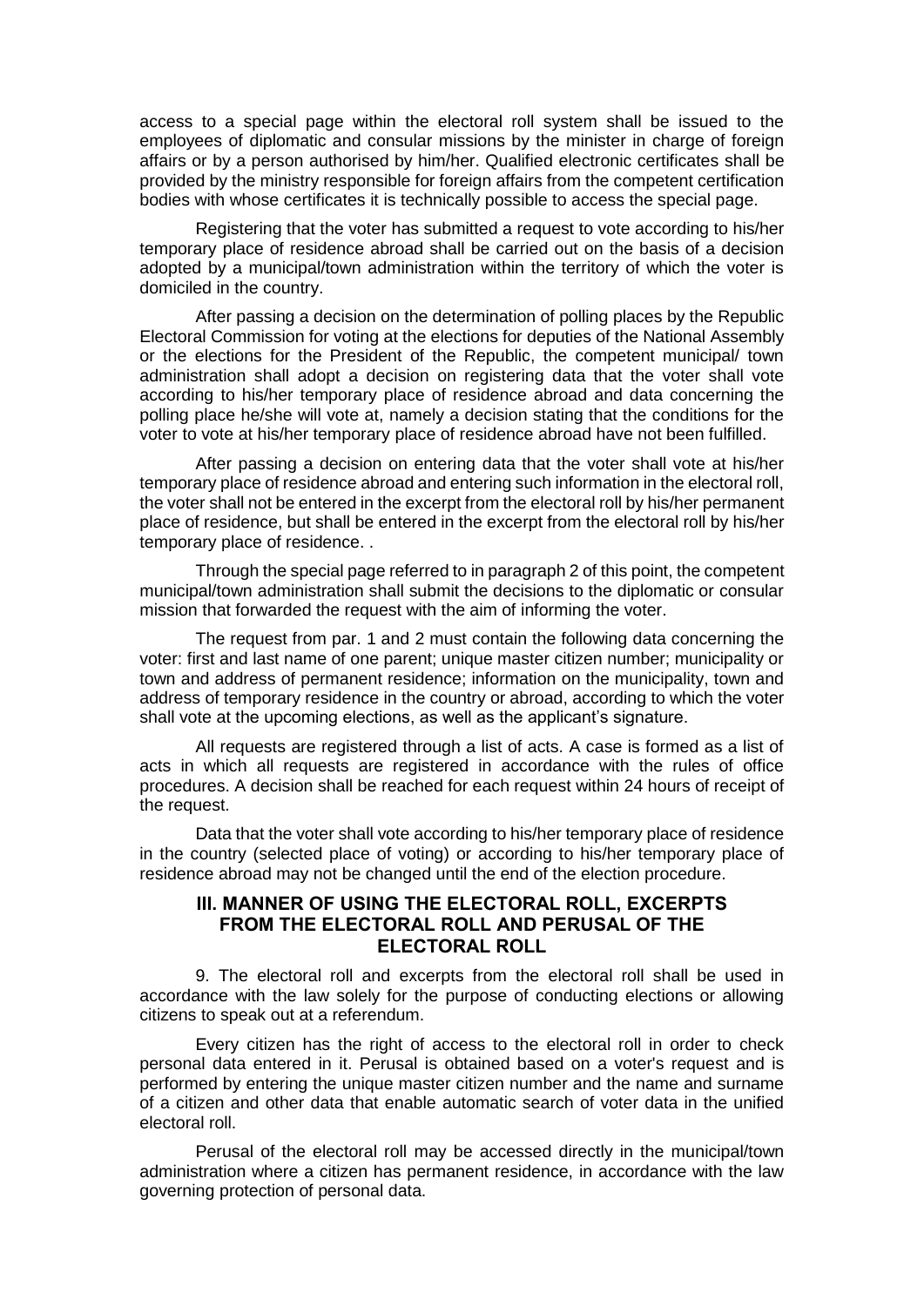access to a special page within the electoral roll system shall be issued to the employees of diplomatic and consular missions by the minister in charge of foreign affairs or by a person authorised by him/her. Qualified electronic certificates shall be provided by the ministry responsible for foreign affairs from the competent certification bodies with whose certificates it is technically possible to access the special page.

Registering that the voter has submitted a request to vote according to his/her temporary place of residence abroad shall be carried out on the basis of a decision adopted by a municipal/town administration within the territory of which the voter is domiciled in the country.

After passing a decision on the determination of polling places by the Republic Electoral Commission for voting at the elections for deputies of the National Assembly or the elections for the President of the Republic, the competent municipal/ town administration shall adopt a decision on registering data that the voter shall vote according to his/her temporary place of residence abroad and data concerning the polling place he/she will vote at, namely a decision stating that the conditions for the voter to vote at his/her temporary place of residence abroad have not been fulfilled.

After passing a decision on entering data that the voter shall vote at his/her temporary place of residence abroad and entering such information in the electoral roll, the voter shall not be entered in the excerpt from the electoral roll by his/her permanent place of residence, but shall be entered in the excerpt from the electoral roll by his/her temporary place of residence. .

Through the special page referred to in paragraph 2 of this point, the competent municipal/town administration shall submit the decisions to the diplomatic or consular mission that forwarded the request with the aim of informing the voter.

The request from par. 1 and 2 must contain the following data concerning the voter: first and last name of one parent; unique master citizen number; municipality or town and address of permanent residence; information on the municipality, town and address of temporary residence in the country or abroad, according to which the voter shall vote at the upcoming elections, as well as the applicant's signature.

All requests are registered through a list of acts. A case is formed as a list of acts in which all requests are registered in accordance with the rules of office procedures. A decision shall be reached for each request within 24 hours of receipt of the request.

Data that the voter shall vote according to his/her temporary place of residence in the country (selected place of voting) or according to his/her temporary place of residence abroad may not be changed until the end of the election procedure.

## III. MANNER OF USING THE ELECTORAL ROLL, EXCERPTS FROM THE ELECTORAL ROLL AND PERUSAL OF THE ELECTORAL ROLL

9. The electoral roll and excerpts from the electoral roll shall be used in accordance with the law solely for the purpose of conducting elections or allowing citizens to speak out at a referendum.

Every citizen has the right of access to the electoral roll in order to check personal data entered in it. Perusal is obtained based on a voter's request and is performed by entering the unique master citizen number and the name and surname of a citizen and other data that enable automatic search of voter data in the unified electoral roll.

Perusal of the electoral roll may be accessed directly in the municipal/town administration where a citizen has permanent residence, in accordance with the law governing protection of personal data.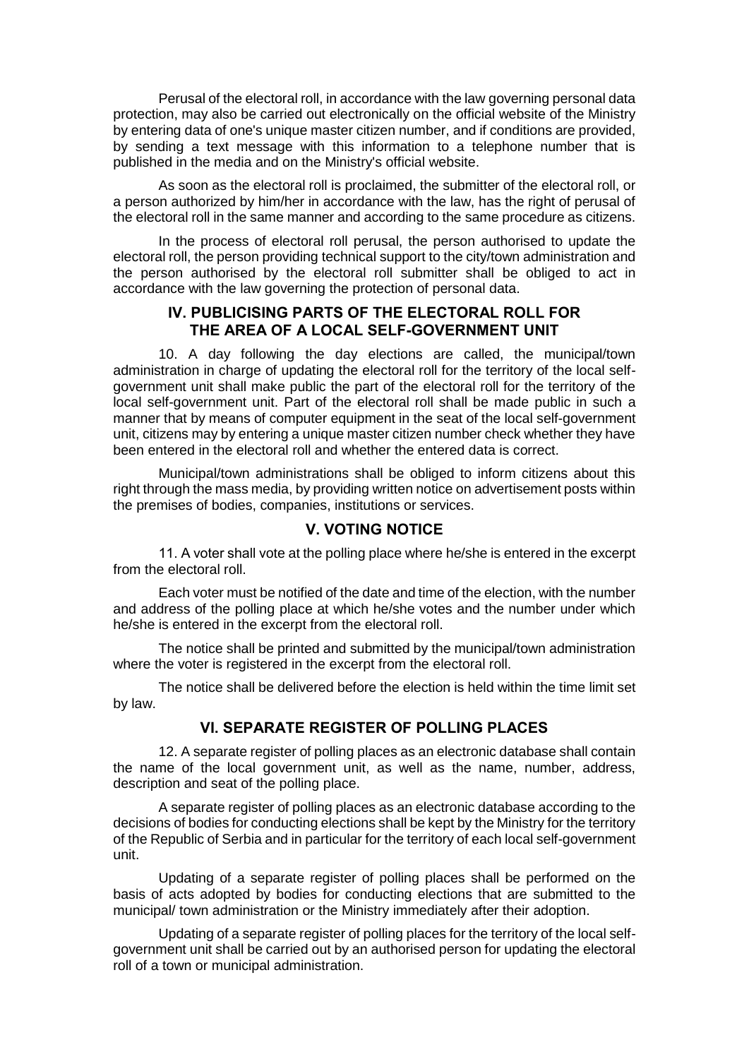Perusal of the electoral roll, in accordance with the law governing personal data protection, may also be carried out electronically on the official website of the Ministry by entering data of one's unique master citizen number, and if conditions are provided, by sending a text message with this information to a telephone number that is published in the media and on the Ministry's official website.

As soon as the electoral roll is proclaimed, the submitter of the electoral roll, or a person authorized by him/her in accordance with the law, has the right of perusal of the electoral roll in the same manner and according to the same procedure as citizens.

In the process of electoral roll perusal, the person authorised to update the electoral roll, the person providing technical support to the city/town administration and the person authorised by the electoral roll submitter shall be obliged to act in accordance with the law governing the protection of personal data.

## IV. PUBLICISING PARTS OF THE ELECTORAL ROLL FOR THE AREA OF A LOCAL SELF-GOVERNMENT UNIT

10. A day following the day elections are called, the municipal/town administration in charge of updating the electoral roll for the territory of the local self-government unit shall make public the part of the electoral roll for the territory of the local self-government unit. Part of the electoral roll shall be made public in such a manner that by means of computer equipment in the seat of the local self-government unit, citizens may by entering a unique master citizen number check whether they have been entered in the electoral roll and whether the entered data is correct.

Municipal/town administrations shall be obliged to inform citizens about this right through the mass media, by providing written notice on advertisement posts within the premises of bodies, companies, institutions or services.

## V. VOTING NOTICE

11. A voter shall vote at the polling place where he/she is entered in the excerpt from the electoral roll.

Each voter must be notified of the date and time of the election, with the number and address of the polling place at which he/she votes and the number under which he/she is entered in the excerpt from the electoral roll.

The notice shall be printed and submitted by the municipal/town administration where the voter is registered in the excerpt from the electoral roll.

The notice shall be delivered before the election is held within the time limit set by law.

## VI. SEPARATE REGISTER OF POLLING PLACES

12. A separate register of polling places as an electronic database shall contain the name of the local government unit, as well as the name, number, address, description and seat of the polling place.

A separate register of polling places as an electronic database according to the decisions of bodies for conducting elections shall be kept by the Ministry for the territory of the Republic of Serbia and in particular for the territory of each local self-government unit.

Updating of a separate register of polling places shall be performed on the basis of acts adopted by bodies for conducting elections that are submitted to the municipal/ town administration or the Ministry immediately after their adoption.

Updating of a separate register of polling places for the territory of the local self-government unit shall be carried out by an authorised person for updating the electoral roll of a town or municipal administration.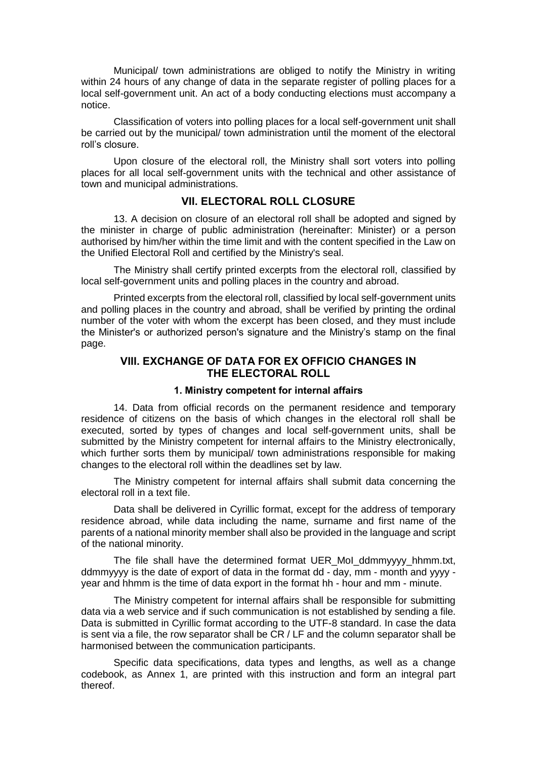Municipal/ town administrations are obliged to notify the Ministry in writing within 24 hours of any change of data in the separate register of polling places for a local self-government unit. An act of a body conducting elections must accompany a notice.

Classification of voters into polling places for a local self-government unit shall be carried out by the municipal/ town administration until the moment of the electoral roll's closure.

Upon closure of the electoral roll, the Ministry shall sort voters into polling places for all local self-government units with the technical and other assistance of town and municipal administrations.

## VII. ELECTORAL ROLL CLOSURE

13. A decision on closure of an electoral roll shall be adopted and signed by the minister in charge of public administration (hereinafter: Minister) or a person authorised by him/her within the time limit and with the content specified in the Law on the Unified Electoral Roll and certified by the Ministry's seal.

The Ministry shall certify printed excerpts from the electoral roll, classified by local self-government units and polling places in the country and abroad.

Printed excerpts from the electoral roll, classified by local self-government units and polling places in the country and abroad, shall be verified by printing the ordinal number of the voter with whom the excerpt has been closed, and they must include the Minister's or authorized person's signature and the Ministry's stamp on the final page.

## VIII. EXCHANGE OF DATA FOR EX OFFICIO CHANGES IN THE ELECTORAL ROLL

### 1. Ministry competent for internal affairs

14. Data from official records on the permanent residence and temporary residence of citizens on the basis of which changes in the electoral roll shall be executed, sorted by types of changes and local self-government units, shall be submitted by the Ministry competent for internal affairs to the Ministry electronically, which further sorts them by municipal/ town administrations responsible for making changes to the electoral roll within the deadlines set by law.

The Ministry competent for internal affairs shall submit data concerning the electoral roll in a text file.

Data shall be delivered in Cyrillic format, except for the address of temporary residence abroad, while data including the name, surname and first name of the parents of a national minority member shall also be provided in the language and script of the national minority.

The file shall have the determined format UER_MoI_ddmmyyyy_hhmm.txt, ddmmyyyy is the date of export of data in the format dd - day, mm - month and yyyy - year and hhmm is the time of data export in the format hh - hour and mm - minute.

The Ministry competent for internal affairs shall be responsible for submitting data via a web service and if such communication is not established by sending a file. Data is submitted in Cyrillic format according to the UTF-8 standard. In case the data is sent via a file, the row separator shall be CR / LF and the column separator shall be harmonised between the communication participants.

Specific data specifications, data types and lengths, as well as a change codebook, as Annex 1, are printed with this instruction and form an integral part thereof.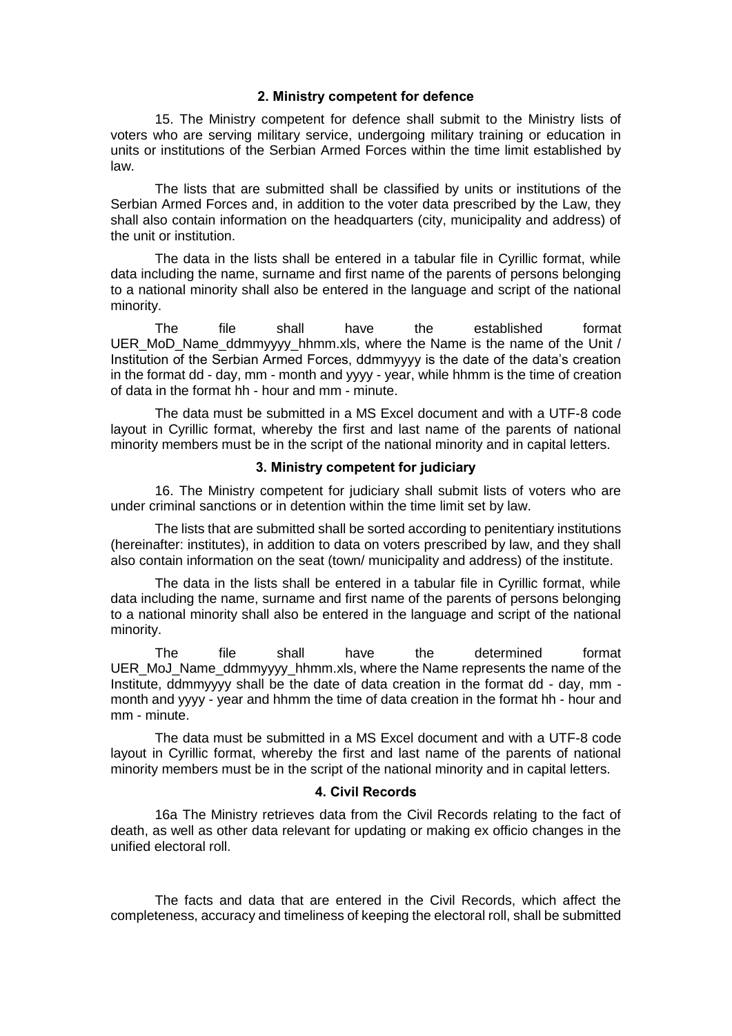### 2. Ministry competent for defence

15. The Ministry competent for defence shall submit to the Ministry lists of voters who are serving military service, undergoing military training or education in units or institutions of the Serbian Armed Forces within the time limit established by law.

The lists that are submitted shall be classified by units or institutions of the Serbian Armed Forces and, in addition to the voter data prescribed by the Law, they shall also contain information on the headquarters (city, municipality and address) of the unit or institution.

The data in the lists shall be entered in a tabular file in Cyrillic format, while data including the name, surname and first name of the parents of persons belonging to a national minority shall also be entered in the language and script of the national minority.

The file shall have the established format UER_MoD_Name_ddmmyyyy_hhmm.xls, where the Name is the name of the Unit / Institution of the Serbian Armed Forces, ddmmyyyy is the date of the data's creation in the format dd - day, mm - month and yyyy - year, while hhmm is the time of creation of data in the format hh - hour and mm - minute.

The data must be submitted in a MS Excel document and with a UTF-8 code layout in Cyrillic format, whereby the first and last name of the parents of national minority members must be in the script of the national minority and in capital letters.

### 3. Ministry competent for judiciary

16. The Ministry competent for judiciary shall submit lists of voters who are under criminal sanctions or in detention within the time limit set by law.

The lists that are submitted shall be sorted according to penitentiary institutions (hereinafter: institutes), in addition to data on voters prescribed by law, and they shall also contain information on the seat (town/ municipality and address) of the institute.

The data in the lists shall be entered in a tabular file in Cyrillic format, while data including the name, surname and first name of the parents of persons belonging to a national minority shall also be entered in the language and script of the national minority.

The file shall have the determined format UER_MoJ_Name_ddmmyyyy_hhmm.xls, where the Name represents the name of the Institute, ddmmyyyy shall be the date of data creation in the format dd - day, mm - month and yyyy - year and hhmm the time of data creation in the format hh - hour and mm - minute.

The data must be submitted in a MS Excel document and with a UTF-8 code layout in Cyrillic format, whereby the first and last name of the parents of national minority members must be in the script of the national minority and in capital letters.

### 4. Civil Records

16a The Ministry retrieves data from the Civil Records relating to the fact of death, as well as other data relevant for updating or making ex officio changes in the unified electoral roll.

The facts and data that are entered in the Civil Records, which affect the completeness, accuracy and timeliness of keeping the electoral roll, shall be submitted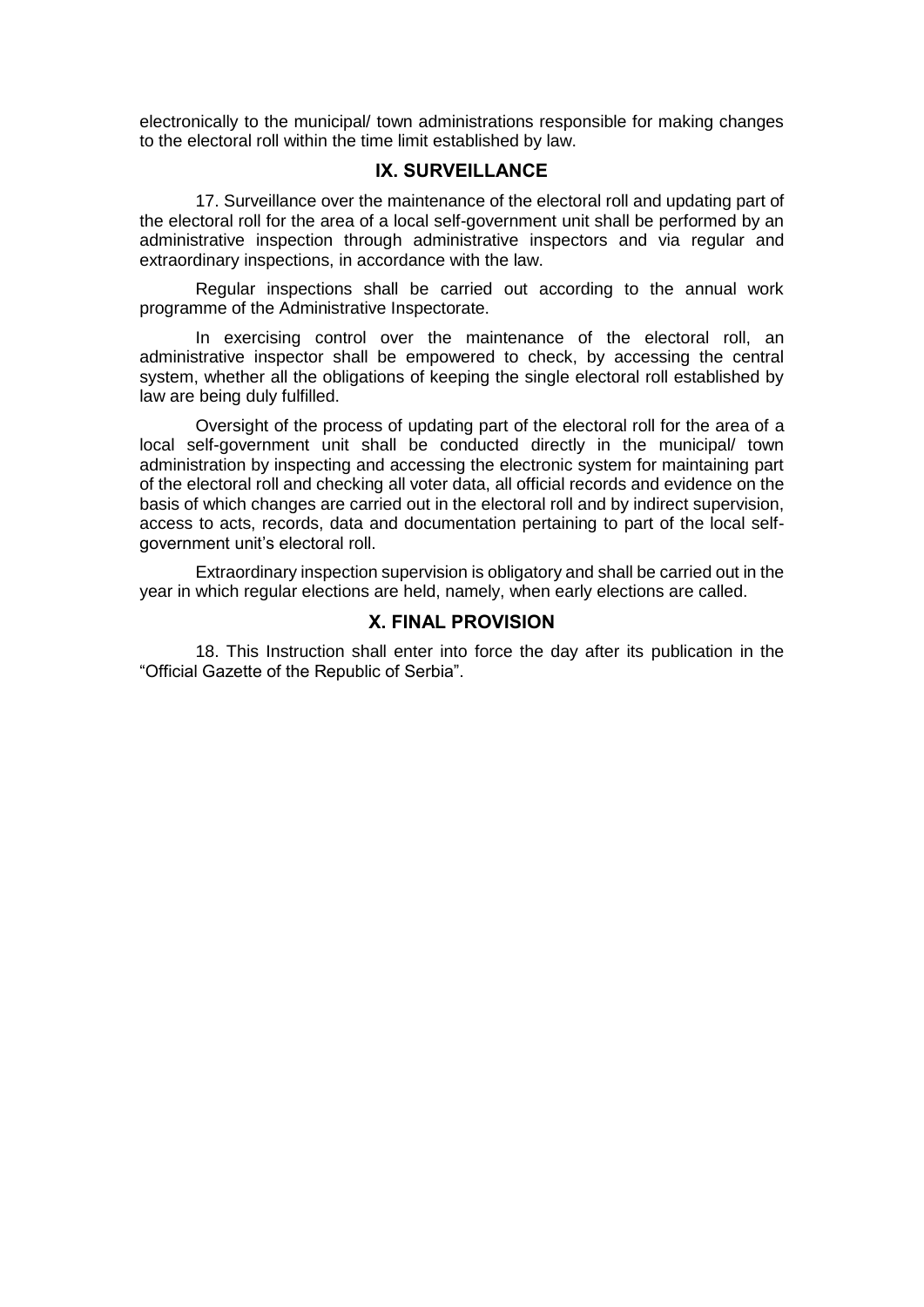electronically to the municipal/ town administrations responsible for making changes to the electoral roll within the time limit established by law.

## IX. SURVEILLANCE

17. Surveillance over the maintenance of the electoral roll and updating part of the electoral roll for the area of a local self-government unit shall be performed by an administrative inspection through administrative inspectors and via regular and extraordinary inspections, in accordance with the law.

Regular inspections shall be carried out according to the annual work programme of the Administrative Inspectorate.

In exercising control over the maintenance of the electoral roll, an administrative inspector shall be empowered to check, by accessing the central system, whether all the obligations of keeping the single electoral roll established by law are being duly fulfilled.

Oversight of the process of updating part of the electoral roll for the area of a local self-government unit shall be conducted directly in the municipal/ town administration by inspecting and accessing the electronic system for maintaining part of the electoral roll and checking all voter data, all official records and evidence on the basis of which changes are carried out in the electoral roll and by indirect supervision, access to acts, records, data and documentation pertaining to part of the local self-government unit's electoral roll.

Extraordinary inspection supervision is obligatory and shall be carried out in the year in which regular elections are held, namely, when early elections are called.

## X. FINAL PROVISION

18. This Instruction shall enter into force the day after its publication in the "Official Gazette of the Republic of Serbia".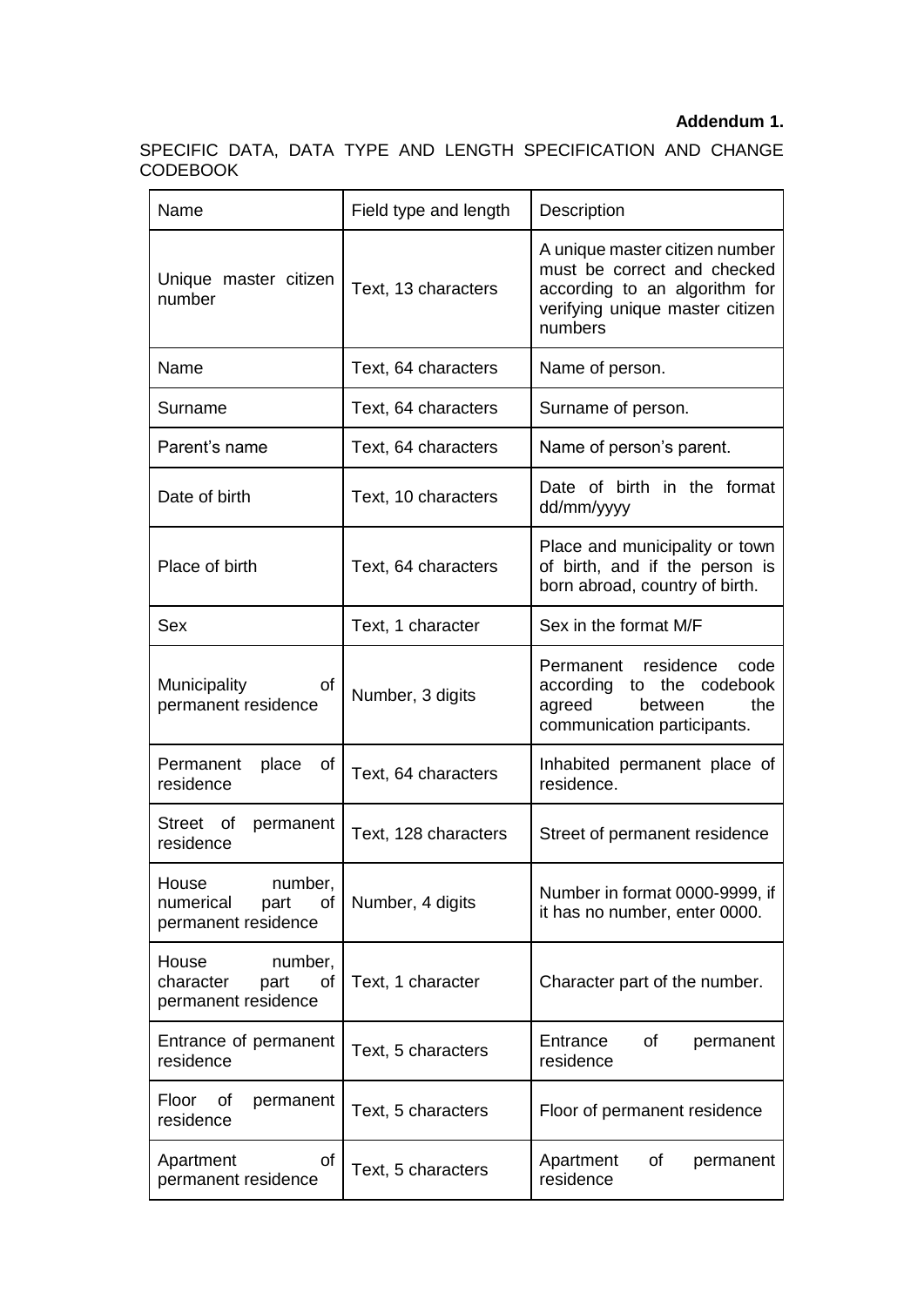**Addendum 1.**

SPECIFIC DATA, DATA TYPE AND LENGTH SPECIFICATION AND CHANGE CODEBOOK

| Name | Field type and length | Description |
|---|---|---|
| Unique master citizen number | Text, 13 characters | A unique master citizen number must be correct and checked according to an algorithm for verifying unique master citizen numbers |
| Name | Text, 64 characters | Name of person. |
| Surname | Text, 64 characters | Surname of person. |
| Parent's name | Text, 64 characters | Name of person's parent. |
| Date of birth | Text, 10 characters | Date of birth in the format dd/mm/yyyy |
| Place of birth | Text, 64 characters | Place and municipality or town of birth, and if the person is born abroad, country of birth. |
| Sex | Text, 1 character | Sex in the format M/F |
| Municipality of permanent residence | Number, 3 digits | Permanent residence code according to the codebook agreed between the communication participants. |
| Permanent place of residence | Text, 64 characters | Inhabited permanent place of residence. |
| Street of permanent residence | Text, 128 characters | Street of permanent residence |
| House number, numerical part of permanent residence | Number, 4 digits | Number in format 0000-9999, if it has no number, enter 0000. |
| House number, character part of permanent residence | Text, 1 character | Character part of the number. |
| Entrance of permanent residence | Text, 5 characters | Entrance of permanent residence |
| Floor of permanent residence | Text, 5 characters | Floor of permanent residence |
| Apartment of permanent residence | Text, 5 characters | Apartment of permanent residence |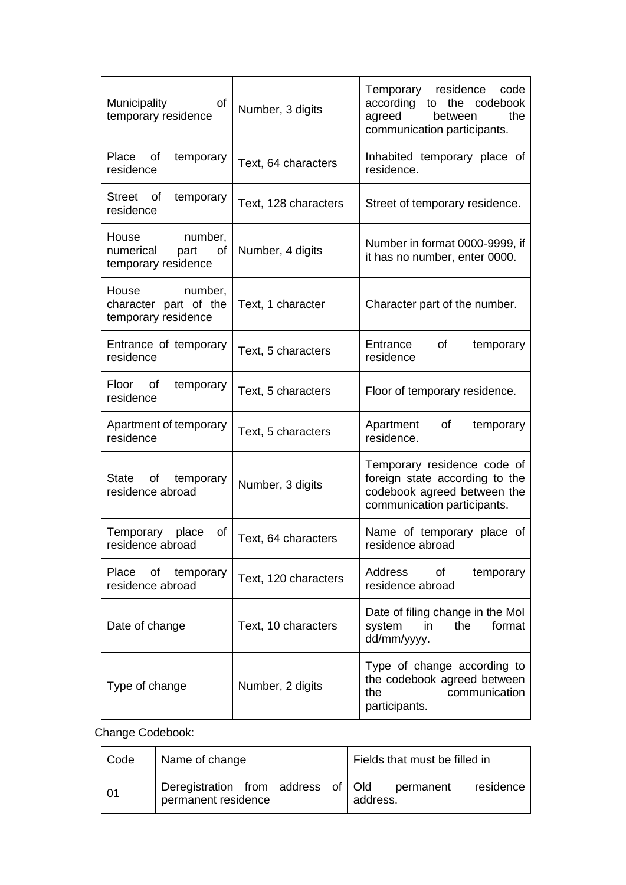| Municipality of temporary residence | Number, 3 digits | Temporary residence code according to the codebook agreed between the communication participants. |
| --- | --- | --- |
| Place of temporary residence | Text, 64 characters | Inhabited temporary place of residence. |
| Street of temporary residence | Text, 128 characters | Street of temporary residence. |
| House number, numerical part of temporary residence | Number, 4 digits | Number in format 0000-9999, if it has no number, enter 0000. |
| House number, character part of the temporary residence | Text, 1 character | Character part of the number. |
| Entrance of temporary residence | Text, 5 characters | Entrance of temporary residence |
| Floor of temporary residence | Text, 5 characters | Floor of temporary residence. |
| Apartment of temporary residence | Text, 5 characters | Apartment of temporary residence. |
| State of temporary residence abroad | Number, 3 digits | Temporary residence code of foreign state according to the codebook agreed between the communication participants. |
| Temporary place of residence abroad | Text, 64 characters | Name of temporary place of residence abroad |
| Place of temporary residence abroad | Text, 120 characters | Address of temporary residence abroad |
| Date of change | Text, 10 characters | Date of filing change in the MoI system in the format dd/mm/yyyy. |
| Type of change | Number, 2 digits | Type of change according to the codebook agreed between the communication participants. |

Change Codebook:

| Code | Name of change | Fields that must be filled in |
| --- | --- | --- |
| 01 | Deregistration from address of permanent residence | Old permanent residence address. |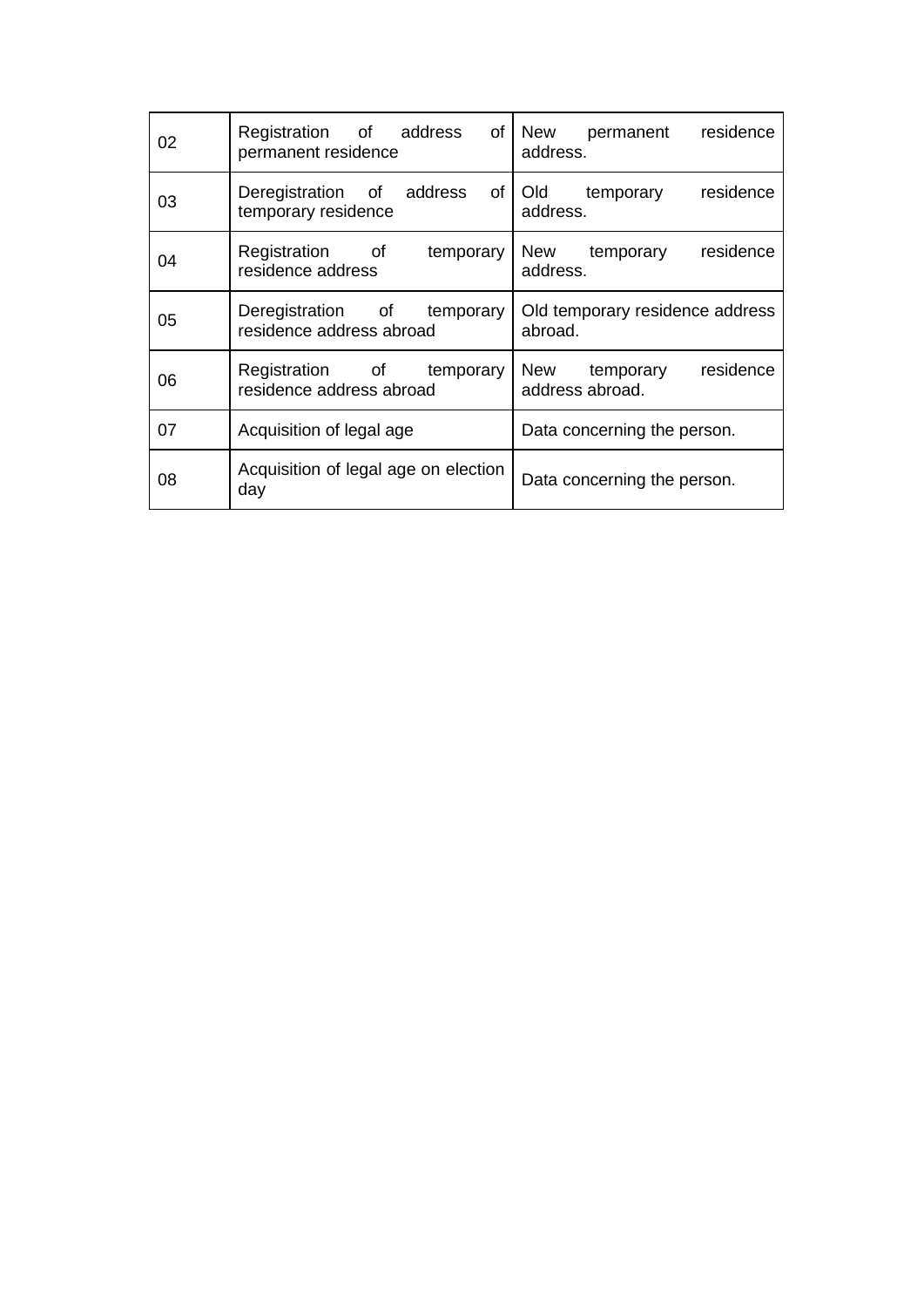| | | |
|---|---|---|
| 02 | Registration of address of permanent residence | New permanent residence address. |
| 03 | Deregistration of address of temporary residence | Old temporary residence address. |
| 04 | Registration of temporary residence address | New temporary residence address. |
| 05 | Deregistration of temporary residence address abroad | Old temporary residence address abroad. |
| 06 | Registration of temporary residence address abroad | New temporary residence address abroad. |
| 07 | Acquisition of legal age | Data concerning the person. |
| 08 | Acquisition of legal age on election day | Data concerning the person. |